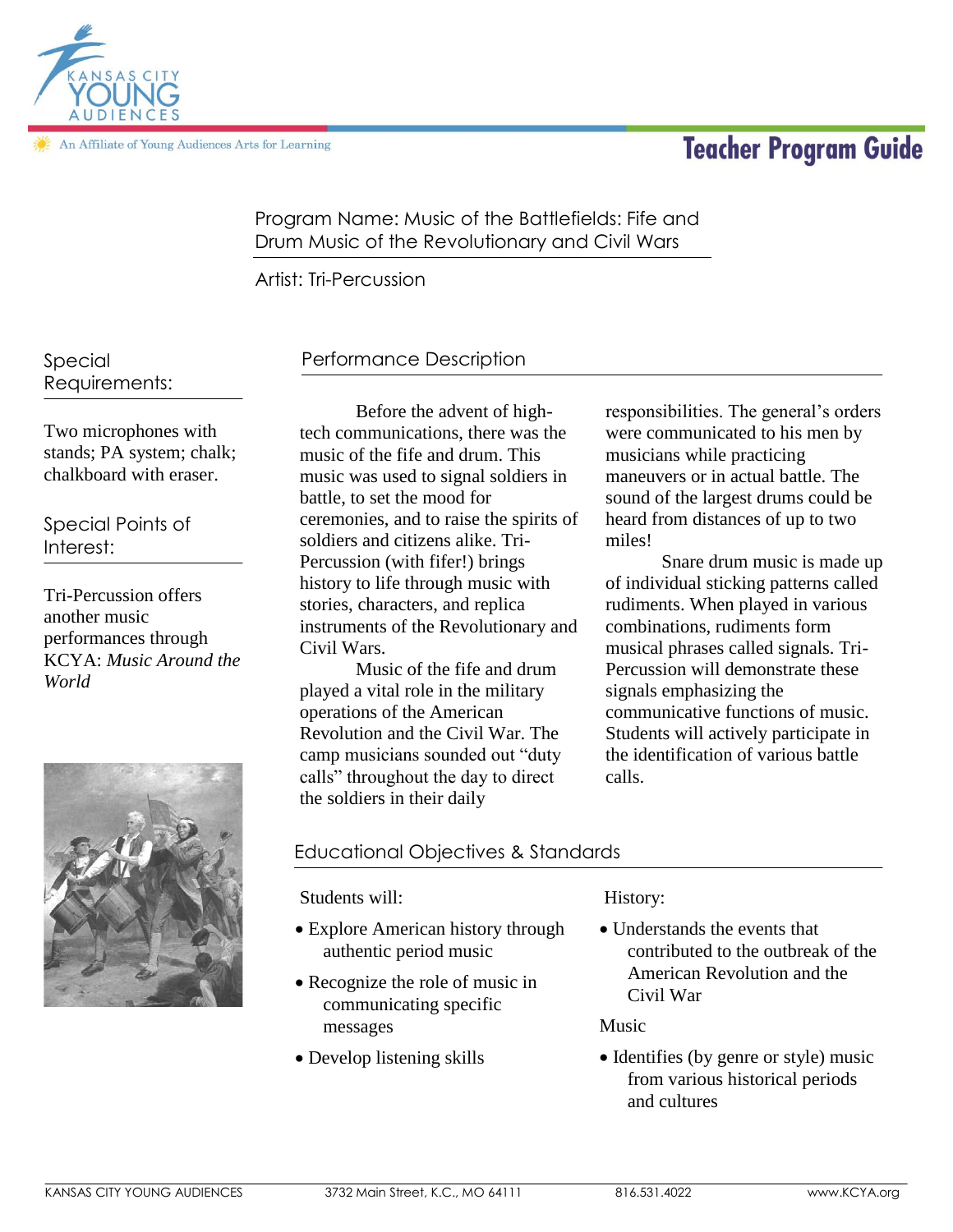Kansas City Young Audiences

An Affiliate of Young Audiences Arts for Learning

# Teacher Program Guide

Program Name: Music of the Battlefields: Fife and Drum Music of the Revolutionary and Civil Wars

Artist: Tri-Percussion

## Special Requirements:

Two microphones with stands; PA system; chalk; chalkboard with eraser.

## Special Points of Interest:

Tri-Percussion offers another music performances through KCYA: *Music Around the World*

## Performance Description

Before the advent of high-tech communications, there was the music of the fife and drum. This music was used to signal soldiers in battle, to set the mood for ceremonies, and to raise the spirits of soldiers and citizens alike. Tri-Percussion (with fifer!) brings history to life through music with stories, characters, and replica instruments of the Revolutionary and Civil Wars.

Music of the fife and drum played a vital role in the military operations of the American Revolution and the Civil War. The camp musicians sounded out "duty calls" throughout the day to direct the soldiers in their daily responsibilities. The general's orders were communicated to his men by musicians while practicing maneuvers or in actual battle. The sound of the largest drums could be heard from distances of up to two miles!

Snare drum music is made up of individual sticking patterns called rudiments. When played in various combinations, rudiments form musical phrases called signals. Tri-Percussion will demonstrate these signals emphasizing the communicative functions of music. Students will actively participate in the identification of various battle calls.

## Educational Objectives & Standards

Students will:

- Explore American history through authentic period music
- Recognize the role of music in communicating specific messages
- Develop listening skills

History:

- Understands the events that contributed to the outbreak of the American Revolution and the Civil War

Music

- Identifies (by genre or style) music from various historical periods and cultures

KANSAS CITY YOUNG AUDIENCES 3732 Main Street, K.C., MO 64111 816.531.4022 www.KCYA.org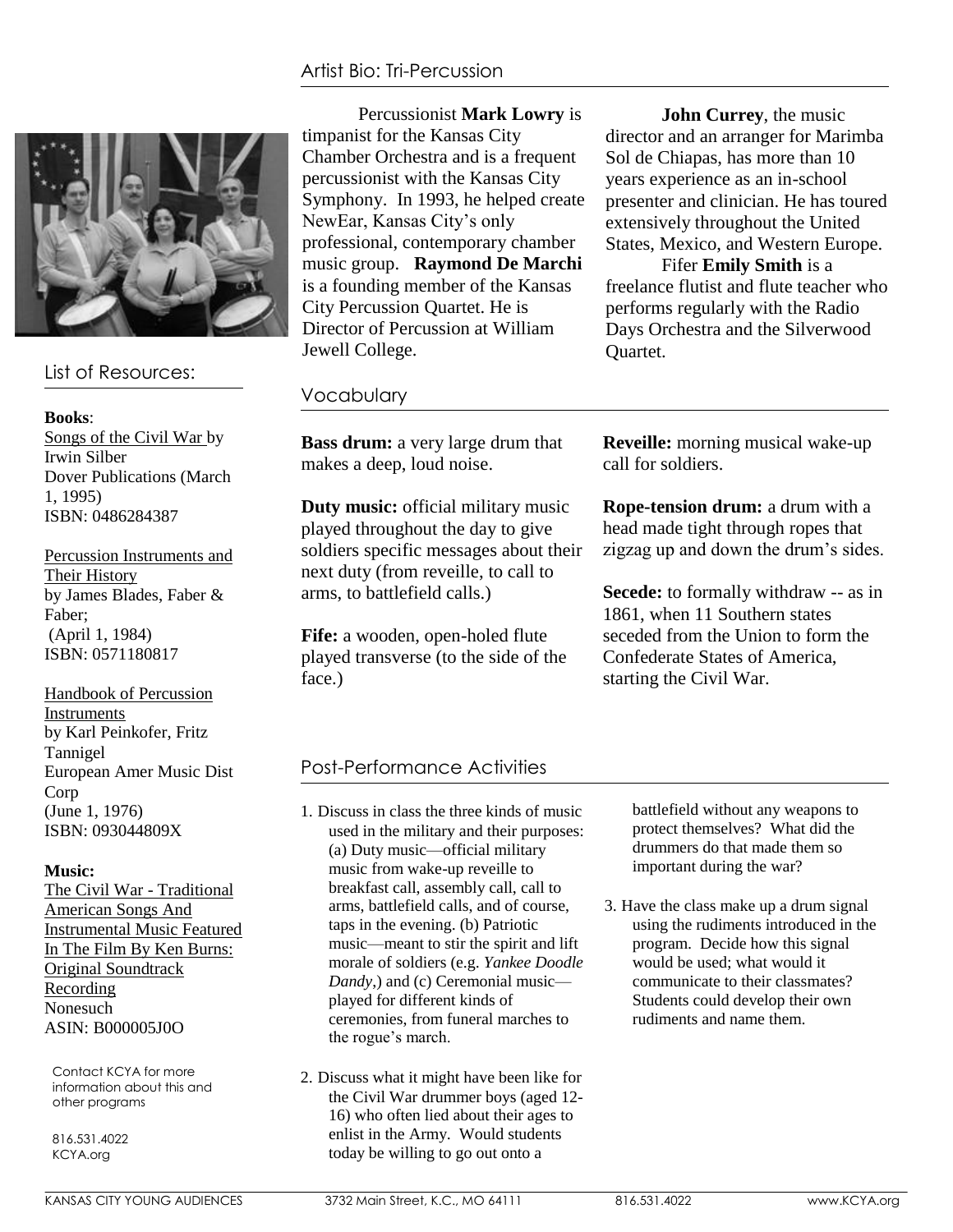## Artist Bio: Tri-Percussion

Percussionist **Mark Lowry** is timpanist for the Kansas City Chamber Orchestra and is a frequent percussionist with the Kansas City Symphony. In 1993, he helped create NewEar, Kansas City's only professional, contemporary chamber music group. **Raymond De Marchi** is a founding member of the Kansas City Percussion Quartet. He is Director of Percussion at William Jewell College.

**John Currey**, the music director and an arranger for Marimba Sol de Chiapas, has more than 10 years experience as an in-school presenter and clinician. He has toured extensively throughout the United States, Mexico, and Western Europe.

Fifer **Emily Smith** is a freelance flutist and flute teacher who performs regularly with the Radio Days Orchestra and the Silverwood Quartet.

## List of Resources:

**Books**:

Songs of the Civil War by Irwin Silber
Dover Publications (March 1, 1995)
ISBN: 0486284387

Percussion Instruments and Their History
by James Blades, Faber & Faber;
(April 1, 1984)
ISBN: 0571180817

Handbook of Percussion Instruments
by Karl Peinkofer, Fritz Tannigel
European Amer Music Dist Corp
(June 1, 1976)
ISBN: 093044809X

**Music:**

The Civil War - Traditional American Songs And Instrumental Music Featured In The Film By Ken Burns: Original Soundtrack Recording
Nonesuch
ASIN: B000005J0O

Contact KCYA for more information about this and other programs

816.531.4022
KCYA.org

## Vocabulary

**Bass drum:** a very large drum that makes a deep, loud noise.

**Duty music:** official military music played throughout the day to give soldiers specific messages about their next duty (from reveille, to call to arms, to battlefield calls.)

**Fife:** a wooden, open-holed flute played transverse (to the side of the face.)

**Reveille:** morning musical wake-up call for soldiers.

**Rope-tension drum:** a drum with a head made tight through ropes that zigzag up and down the drum's sides.

**Secede:** to formally withdraw -- as in 1861, when 11 Southern states seceded from the Union to form the Confederate States of America, starting the Civil War.

## Post-Performance Activities

1. Discuss in class the three kinds of music used in the military and their purposes: (a) Duty music—official military music from wake-up reveille to breakfast call, assembly call, call to arms, battlefield calls, and of course, taps in the evening. (b) Patriotic music—meant to stir the spirit and lift morale of soldiers (e.g. *Yankee Doodle Dandy*,) and (c) Ceremonial music—played for different kinds of ceremonies, from funeral marches to the rogue's march.

2. Discuss what it might have been like for the Civil War drummer boys (aged 12-16) who often lied about their ages to enlist in the Army. Would students today be willing to go out onto a battlefield without any weapons to protect themselves? What did the drummers do that made them so important during the war?

3. Have the class make up a drum signal using the rudiments introduced in the program. Decide how this signal would be used; what would it communicate to their classmates? Students could develop their own rudiments and name them.